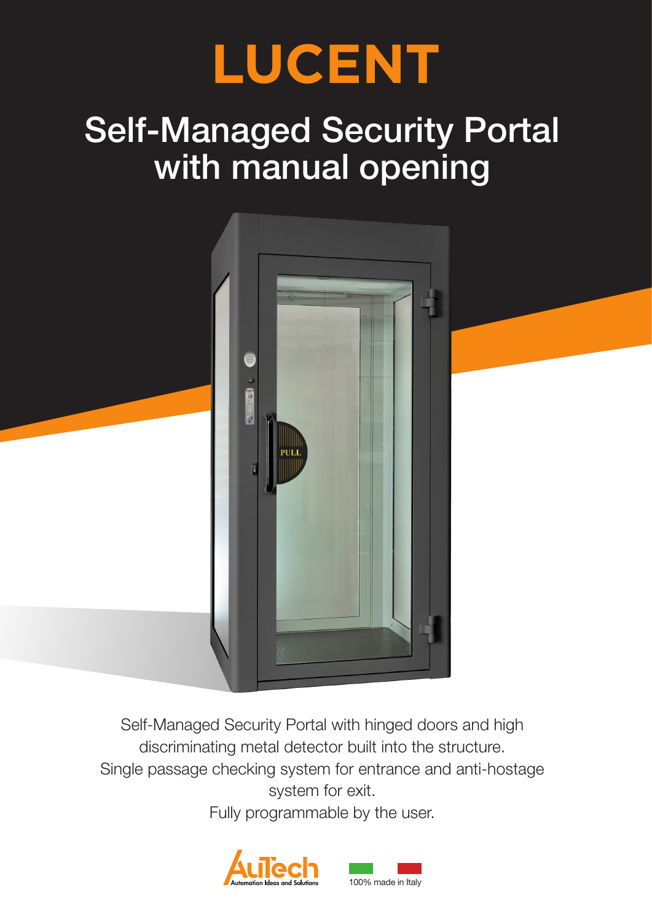# LUCENT

## Self-Managed Security Portal with manual opening

Self-Managed Security Portal with hinged doors and high discriminating metal detector built into the structure.
Single passage checking system for entrance and anti-hostage system for exit.
Fully programmable by the user.

AuTech Automation Ideas and Solutions

100% made in Italy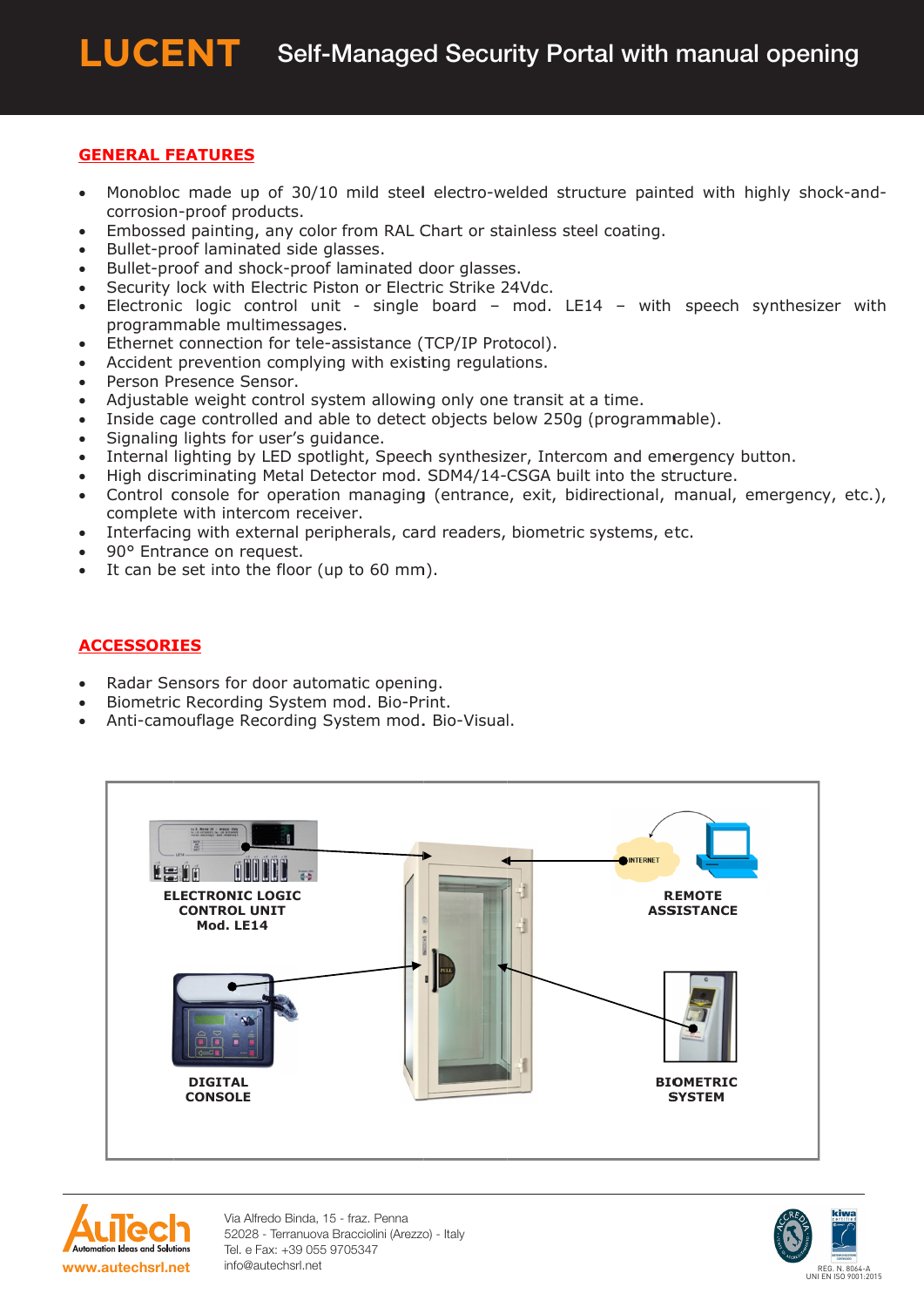# LUCENT Self-Managed Security Portal with manual opening

## GENERAL FEATURES

- Monobloc made up of 30/10 mild steel electro-welded structure painted with highly shock-and-corrosion-proof products.
- Embossed painting, any color from RAL Chart or stainless steel coating.
- Bullet-proof laminated side glasses.
- Bullet-proof and shock-proof laminated door glasses.
- Security lock with Electric Piston or Electric Strike 24Vdc.
- Electronic logic control unit - single board – mod. LE14 – with speech synthesizer with programmable multimessages.
- Ethernet connection for tele-assistance (TCP/IP Protocol).
- Accident prevention complying with existing regulations.
- Person Presence Sensor.
- Adjustable weight control system allowing only one transit at a time.
- Inside cage controlled and able to detect objects below 250g (programmable).
- Signaling lights for user's guidance.
- Internal lighting by LED spotlight, Speech synthesizer, Intercom and emergency button.
- High discriminating Metal Detector mod. SDM4/14-CSGA built into the structure.
- Control console for operation managing (entrance, exit, bidirectional, manual, emergency, etc.), complete with intercom receiver.
- Interfacing with external peripherals, card readers, biometric systems, etc.
- 90° Entrance on request.
- It can be set into the floor (up to 60 mm).

## ACCESSORIES

- Radar Sensors for door automatic opening.
- Biometric Recording System mod. Bio-Print.
- Anti-camouflage Recording System mod. Bio-Visual.

ELECTRONIC LOGIC CONTROL UNIT Mod. LE14

REMOTE ASSISTANCE

DIGITAL CONSOLE

BIOMETRIC SYSTEM

Via Alfredo Binda, 15 - fraz. Penna
52028 - Terranuova Bracciolini (Arezzo) - Italy
Tel. e Fax: +39 055 9705347
info@autechsrl.net

www.autechsrl.net

REG. N. 8064-A
UNI EN ISO 9001:2015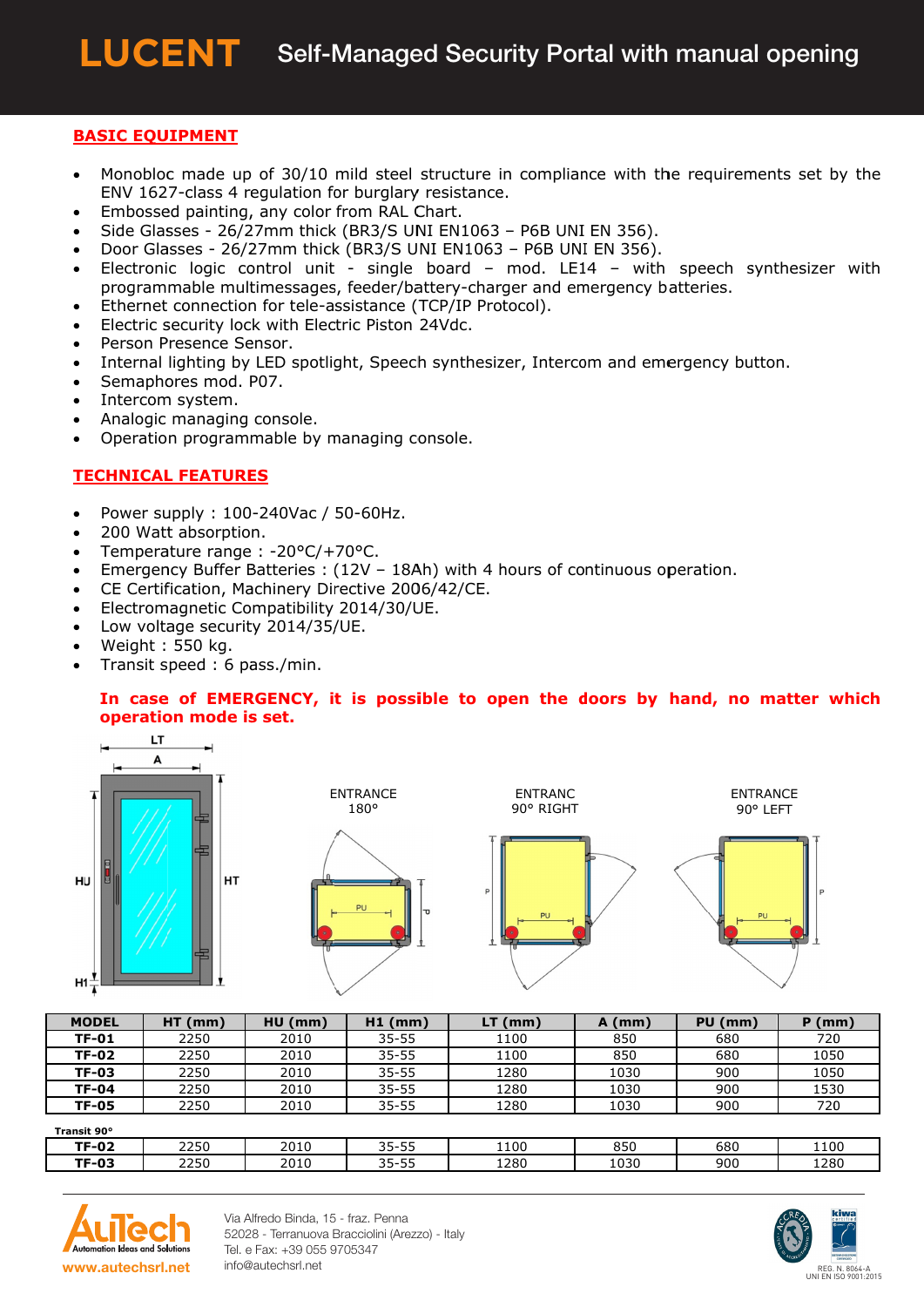# LUCENT Self-Managed Security Portal with manual opening

## BASIC EQUIPMENT

- Monobloc made up of 30/10 mild steel structure in compliance with the requirements set by the ENV 1627-class 4 regulation for burglary resistance.
- Embossed painting, any color from RAL Chart.
- Side Glasses - 26/27mm thick (BR3/S UNI EN1063 – P6B UNI EN 356).
- Door Glasses - 26/27mm thick (BR3/S UNI EN1063 – P6B UNI EN 356).
- Electronic logic control unit - single board – mod. LE14 – with speech synthesizer with programmable multimessages, feeder/battery-charger and emergency batteries.
- Ethernet connection for tele-assistance (TCP/IP Protocol).
- Electric security lock with Electric Piston 24Vdc.
- Person Presence Sensor.
- Internal lighting by LED spotlight, Speech synthesizer, Intercom and emergency button.
- Semaphores mod. P07.
- Intercom system.
- Analogic managing console.
- Operation programmable by managing console.

## TECHNICAL FEATURES

- Power supply : 100-240Vac / 50-60Hz.
- 200 Watt absorption.
- Temperature range : -20°C/+70°C.
- Emergency Buffer Batteries : (12V – 18Ah) with 4 hours of continuous operation.
- CE Certification, Machinery Directive 2006/42/CE.
- Electromagnetic Compatibility 2014/30/UE.
- Low voltage security 2014/35/UE.
- Weight : 550 kg.
- Transit speed : 6 pass./min.

**In case of EMERGENCY, it is possible to open the doors by hand, no matter which operation mode is set.**

LT
A
HJ
HT
H1

ENTRANCE
180°

ENTRANC
90° RIGHT

ENTRANCE
90° LEFT

| MODEL | HT (mm) | HU (mm) | H1 (mm) | LT (mm) | A (mm) | PU (mm) | P (mm) |
|---|---|---|---|---|---|---|---|
| TF-01 | 2250 | 2010 | 35-55 | 1100 | 850 | 680 | 720 |
| TF-02 | 2250 | 2010 | 35-55 | 1100 | 850 | 680 | 1050 |
| TF-03 | 2250 | 2010 | 35-55 | 1280 | 1030 | 900 | 1050 |
| TF-04 | 2250 | 2010 | 35-55 | 1280 | 1030 | 900 | 1530 |
| TF-05 | 2250 | 2010 | 35-55 | 1280 | 1030 | 900 | 720 |

**Transit 90°**

| MODEL | HT (mm) | HU (mm) | H1 (mm) | LT (mm) | A (mm) | PU (mm) | P (mm) |
|---|---|---|---|---|---|---|---|
| TF-02 | 2250 | 2010 | 35-55 | 1100 | 850 | 680 | 1100 |
| TF-03 | 2250 | 2010 | 35-55 | 1280 | 1030 | 900 | 1280 |

AuTech Automation Ideas and Solutions
www.autechsrl.net

Via Alfredo Binda, 15 - fraz. Penna
52028 - Terranuova Bracciolini (Arezzo) - Italy
Tel. e Fax: +39 055 9705347
info@autechsrl.net

REG. N. 8064-A
UNI EN ISO 9001:2015